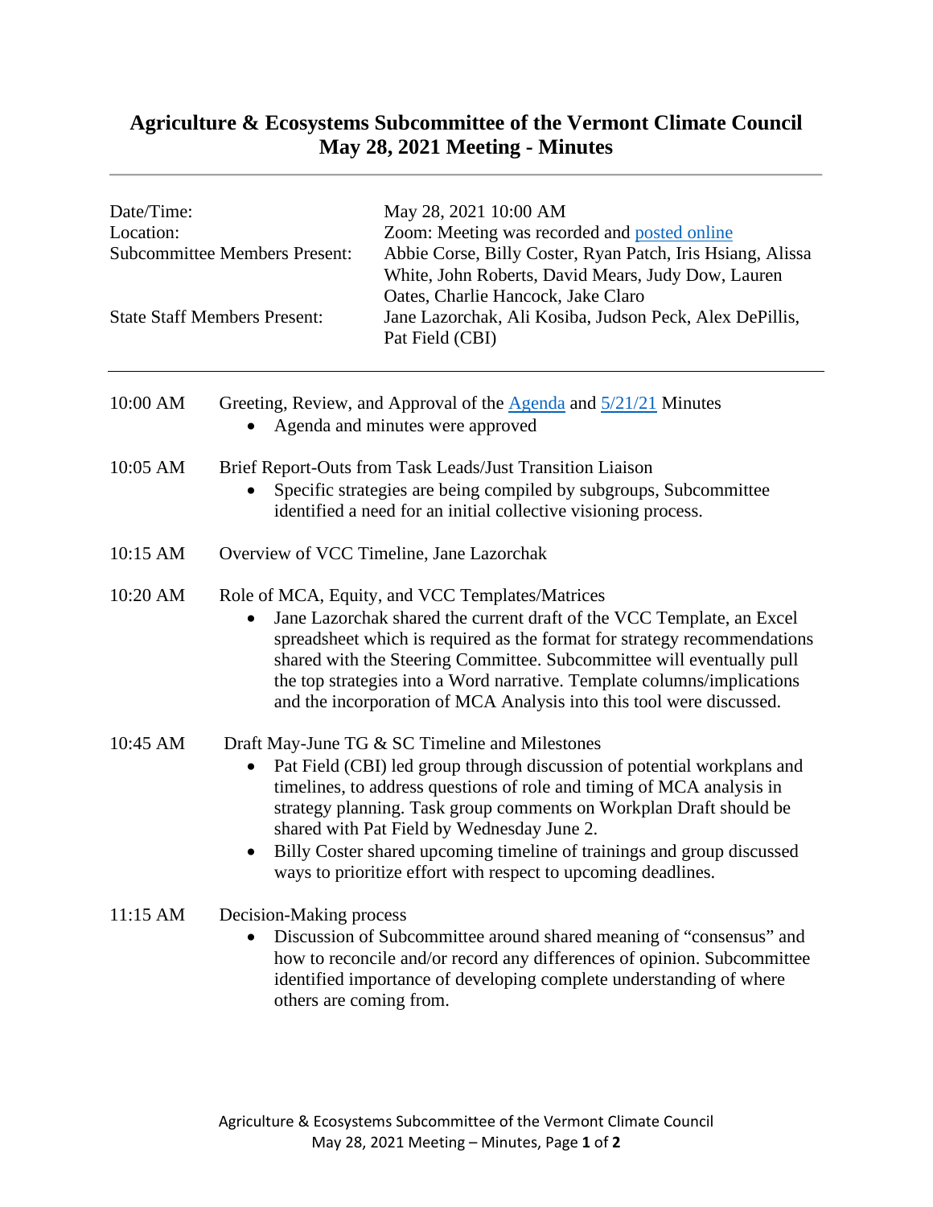# Agriculture & Ecosystems Subcommittee of the Vermont Climate Council
## May 28, 2021 Meeting - Minutes

| | |
|---|---|
| Date/Time: | May 28, 2021 10:00 AM |
| Location: | Zoom: Meeting was recorded and posted online |
| Subcommittee Members Present: | Abbie Corse, Billy Coster, Ryan Patch, Iris Hsiang, Alissa White, John Roberts, David Mears, Judy Dow, Lauren Oates, Charlie Hancock, Jake Claro |
| State Staff Members Present: | Jane Lazorchak, Ali Kosiba, Judson Peck, Alex DePillis, Pat Field (CBI) |

---

**10:00 AM** Greeting, Review, and Approval of the Agenda and 5/21/21 Minutes

- Agenda and minutes were approved

**10:05 AM** Brief Report-Outs from Task Leads/Just Transition Liaison

- Specific strategies are being compiled by subgroups, Subcommittee identified a need for an initial collective visioning process.

**10:15 AM** Overview of VCC Timeline, Jane Lazorchak

**10:20 AM** Role of MCA, Equity, and VCC Templates/Matrices

- Jane Lazorchak shared the current draft of the VCC Template, an Excel spreadsheet which is required as the format for strategy recommendations shared with the Steering Committee. Subcommittee will eventually pull the top strategies into a Word narrative. Template columns/implications and the incorporation of MCA Analysis into this tool were discussed.

**10:45 AM** Draft May-June TG & SC Timeline and Milestones

- Pat Field (CBI) led group through discussion of potential workplans and timelines, to address questions of role and timing of MCA analysis in strategy planning. Task group comments on Workplan Draft should be shared with Pat Field by Wednesday June 2.
- Billy Coster shared upcoming timeline of trainings and group discussed ways to prioritize effort with respect to upcoming deadlines.

**11:15 AM** Decision-Making process

- Discussion of Subcommittee around shared meaning of "consensus" and how to reconcile and/or record any differences of opinion. Subcommittee identified importance of developing complete understanding of where others are coming from.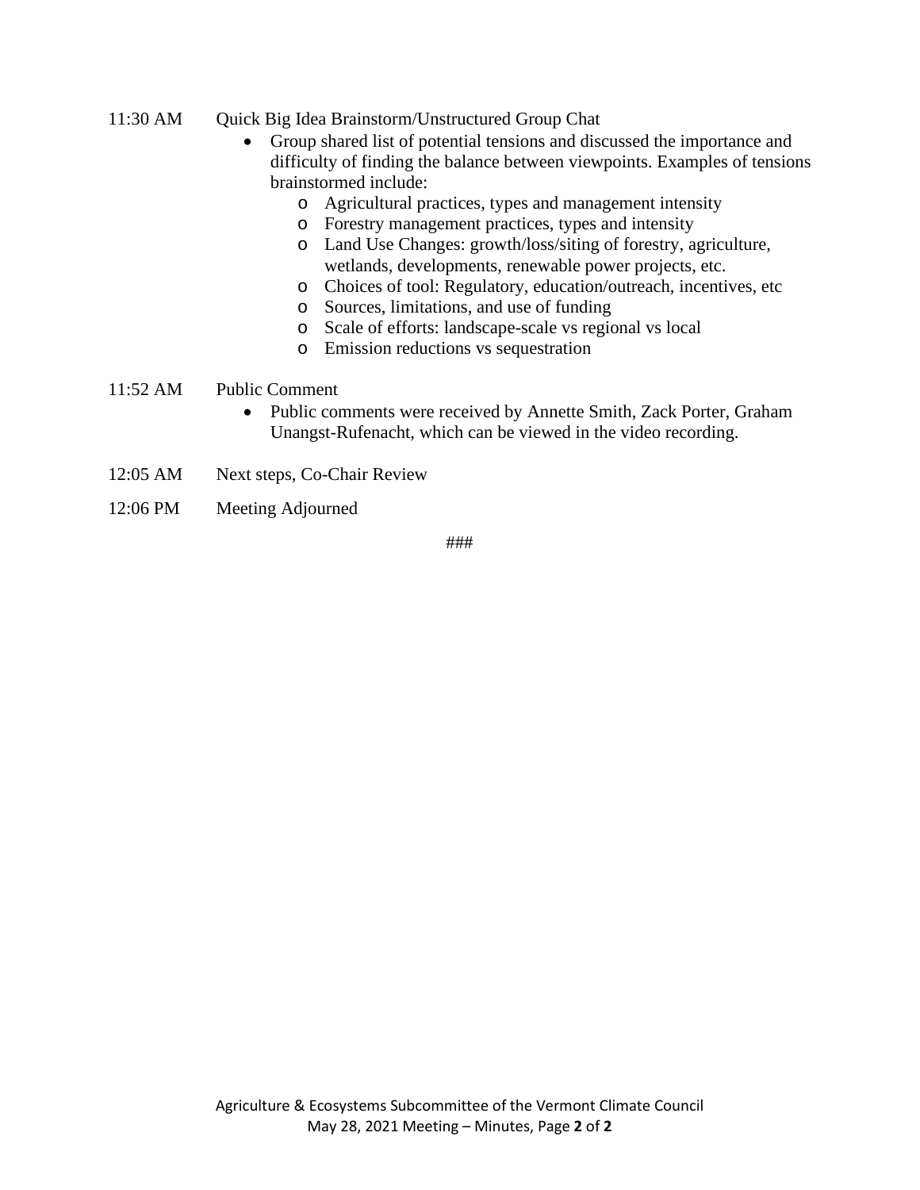11:30 AM Quick Big Idea Brainstorm/Unstructured Group Chat

- Group shared list of potential tensions and discussed the importance and difficulty of finding the balance between viewpoints. Examples of tensions brainstormed include:
  - Agricultural practices, types and management intensity
  - Forestry management practices, types and intensity
  - Land Use Changes: growth/loss/siting of forestry, agriculture, wetlands, developments, renewable power projects, etc.
  - Choices of tool: Regulatory, education/outreach, incentives, etc
  - Sources, limitations, and use of funding
  - Scale of efforts: landscape-scale vs regional vs local
  - Emission reductions vs sequestration

11:52 AM Public Comment

- Public comments were received by Annette Smith, Zack Porter, Graham Unangst-Rufenacht, which can be viewed in the video recording.

12:05 AM Next steps, Co-Chair Review

12:06 PM Meeting Adjourned

###